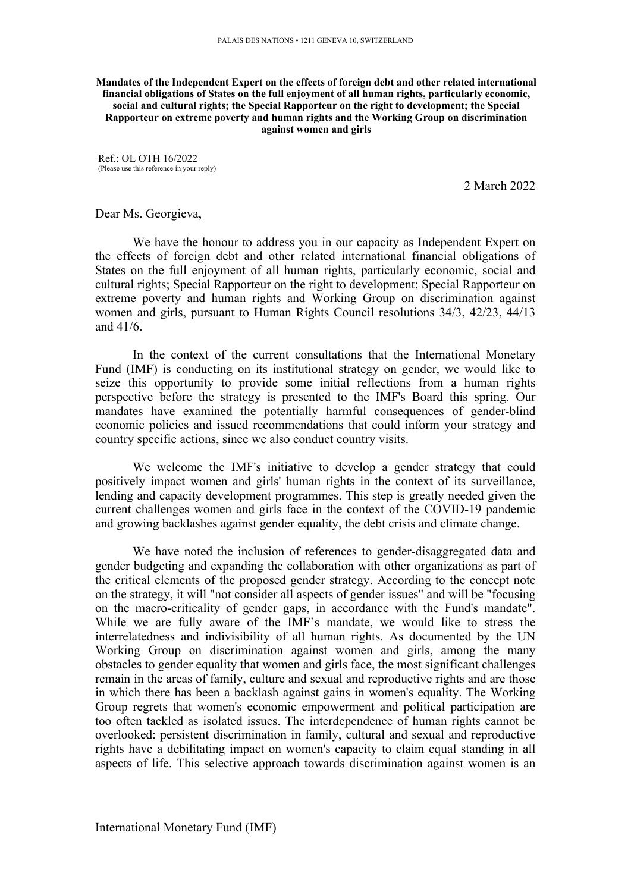PALAIS DES NATIONS • 1211 GENEVA 10, SWITZERLAND

**Mandates of the Independent Expert on the effects of foreign debt and other related international financial obligations of States on the full enjoyment of all human rights, particularly economic, social and cultural rights; the Special Rapporteur on the right to development; the Special Rapporteur on extreme poverty and human rights and the Working Group on discrimination against women and girls**

Ref.: OL OTH 16/2022
(Please use this reference in your reply)

2 March 2022

Dear Ms. Georgieva,

We have the honour to address you in our capacity as Independent Expert on the effects of foreign debt and other related international financial obligations of States on the full enjoyment of all human rights, particularly economic, social and cultural rights; Special Rapporteur on the right to development; Special Rapporteur on extreme poverty and human rights and Working Group on discrimination against women and girls, pursuant to Human Rights Council resolutions 34/3, 42/23, 44/13 and 41/6.

In the context of the current consultations that the International Monetary Fund (IMF) is conducting on its institutional strategy on gender, we would like to seize this opportunity to provide some initial reflections from a human rights perspective before the strategy is presented to the IMF's Board this spring. Our mandates have examined the potentially harmful consequences of gender-blind economic policies and issued recommendations that could inform your strategy and country specific actions, since we also conduct country visits.

We welcome the IMF's initiative to develop a gender strategy that could positively impact women and girls' human rights in the context of its surveillance, lending and capacity development programmes. This step is greatly needed given the current challenges women and girls face in the context of the COVID-19 pandemic and growing backlashes against gender equality, the debt crisis and climate change.

We have noted the inclusion of references to gender-disaggregated data and gender budgeting and expanding the collaboration with other organizations as part of the critical elements of the proposed gender strategy. According to the concept note on the strategy, it will "not consider all aspects of gender issues" and will be "focusing on the macro-criticality of gender gaps, in accordance with the Fund's mandate". While we are fully aware of the IMF's mandate, we would like to stress the interrelatedness and indivisibility of all human rights. As documented by the UN Working Group on discrimination against women and girls, among the many obstacles to gender equality that women and girls face, the most significant challenges remain in the areas of family, culture and sexual and reproductive rights and are those in which there has been a backlash against gains in women's equality. The Working Group regrets that women's economic empowerment and political participation are too often tackled as isolated issues. The interdependence of human rights cannot be overlooked: persistent discrimination in family, cultural and sexual and reproductive rights have a debilitating impact on women's capacity to claim equal standing in all aspects of life. This selective approach towards discrimination against women is an

International Monetary Fund (IMF)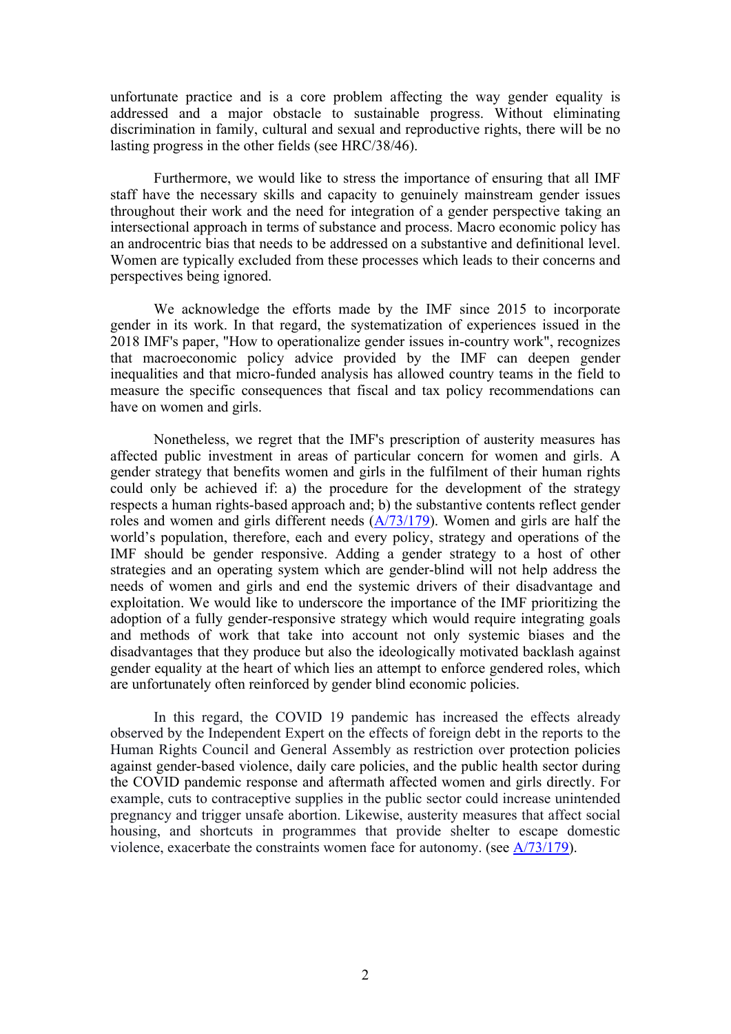unfortunate practice and is a core problem affecting the way gender equality is addressed and a major obstacle to sustainable progress. Without eliminating discrimination in family, cultural and sexual and reproductive rights, there will be no lasting progress in the other fields (see HRC/38/46).

Furthermore, we would like to stress the importance of ensuring that all IMF staff have the necessary skills and capacity to genuinely mainstream gender issues throughout their work and the need for integration of a gender perspective taking an intersectional approach in terms of substance and process. Macro economic policy has an androcentric bias that needs to be addressed on a substantive and definitional level. Women are typically excluded from these processes which leads to their concerns and perspectives being ignored.

We acknowledge the efforts made by the IMF since 2015 to incorporate gender in its work. In that regard, the systematization of experiences issued in the 2018 IMF's paper, "How to operationalize gender issues in-country work", recognizes that macroeconomic policy advice provided by the IMF can deepen gender inequalities and that micro-funded analysis has allowed country teams in the field to measure the specific consequences that fiscal and tax policy recommendations can have on women and girls.

Nonetheless, we regret that the IMF's prescription of austerity measures has affected public investment in areas of particular concern for women and girls. A gender strategy that benefits women and girls in the fulfilment of their human rights could only be achieved if: a) the procedure for the development of the strategy respects a human rights-based approach and; b) the substantive contents reflect gender roles and women and girls different needs (A/73/179). Women and girls are half the world's population, therefore, each and every policy, strategy and operations of the IMF should be gender responsive. Adding a gender strategy to a host of other strategies and an operating system which are gender-blind will not help address the needs of women and girls and end the systemic drivers of their disadvantage and exploitation. We would like to underscore the importance of the IMF prioritizing the adoption of a fully gender-responsive strategy which would require integrating goals and methods of work that take into account not only systemic biases and the disadvantages that they produce but also the ideologically motivated backlash against gender equality at the heart of which lies an attempt to enforce gendered roles, which are unfortunately often reinforced by gender blind economic policies.

In this regard, the COVID 19 pandemic has increased the effects already observed by the Independent Expert on the effects of foreign debt in the reports to the Human Rights Council and General Assembly as restriction over protection policies against gender-based violence, daily care policies, and the public health sector during the COVID pandemic response and aftermath affected women and girls directly. For example, cuts to contraceptive supplies in the public sector could increase unintended pregnancy and trigger unsafe abortion. Likewise, austerity measures that affect social housing, and shortcuts in programmes that provide shelter to escape domestic violence, exacerbate the constraints women face for autonomy. (see A/73/179).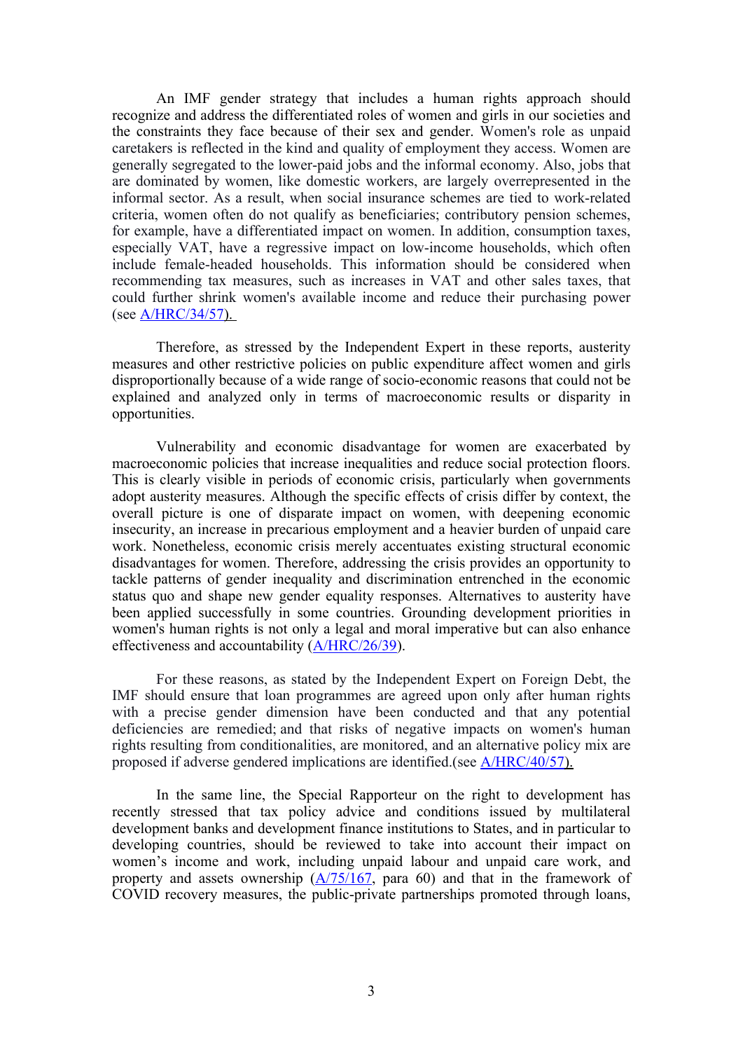An IMF gender strategy that includes a human rights approach should recognize and address the differentiated roles of women and girls in our societies and the constraints they face because of their sex and gender. Women's role as unpaid caretakers is reflected in the kind and quality of employment they access. Women are generally segregated to the lower-paid jobs and the informal economy. Also, jobs that are dominated by women, like domestic workers, are largely overrepresented in the informal sector. As a result, when social insurance schemes are tied to work-related criteria, women often do not qualify as beneficiaries; contributory pension schemes, for example, have a differentiated impact on women. In addition, consumption taxes, especially VAT, have a regressive impact on low-income households, which often include female-headed households. This information should be considered when recommending tax measures, such as increases in VAT and other sales taxes, that could further shrink women's available income and reduce their purchasing power (see A/HRC/34/57).

Therefore, as stressed by the Independent Expert in these reports, austerity measures and other restrictive policies on public expenditure affect women and girls disproportionally because of a wide range of socio-economic reasons that could not be explained and analyzed only in terms of macroeconomic results or disparity in opportunities.

Vulnerability and economic disadvantage for women are exacerbated by macroeconomic policies that increase inequalities and reduce social protection floors. This is clearly visible in periods of economic crisis, particularly when governments adopt austerity measures. Although the specific effects of crisis differ by context, the overall picture is one of disparate impact on women, with deepening economic insecurity, an increase in precarious employment and a heavier burden of unpaid care work. Nonetheless, economic crisis merely accentuates existing structural economic disadvantages for women. Therefore, addressing the crisis provides an opportunity to tackle patterns of gender inequality and discrimination entrenched in the economic status quo and shape new gender equality responses. Alternatives to austerity have been applied successfully in some countries. Grounding development priorities in women's human rights is not only a legal and moral imperative but can also enhance effectiveness and accountability (A/HRC/26/39).

For these reasons, as stated by the Independent Expert on Foreign Debt, the IMF should ensure that loan programmes are agreed upon only after human rights with a precise gender dimension have been conducted and that any potential deficiencies are remedied; and that risks of negative impacts on women's human rights resulting from conditionalities, are monitored, and an alternative policy mix are proposed if adverse gendered implications are identified.(see A/HRC/40/57).

In the same line, the Special Rapporteur on the right to development has recently stressed that tax policy advice and conditions issued by multilateral development banks and development finance institutions to States, and in particular to developing countries, should be reviewed to take into account their impact on women's income and work, including unpaid labour and unpaid care work, and property and assets ownership (A/75/167, para 60) and that in the framework of COVID recovery measures, the public-private partnerships promoted through loans,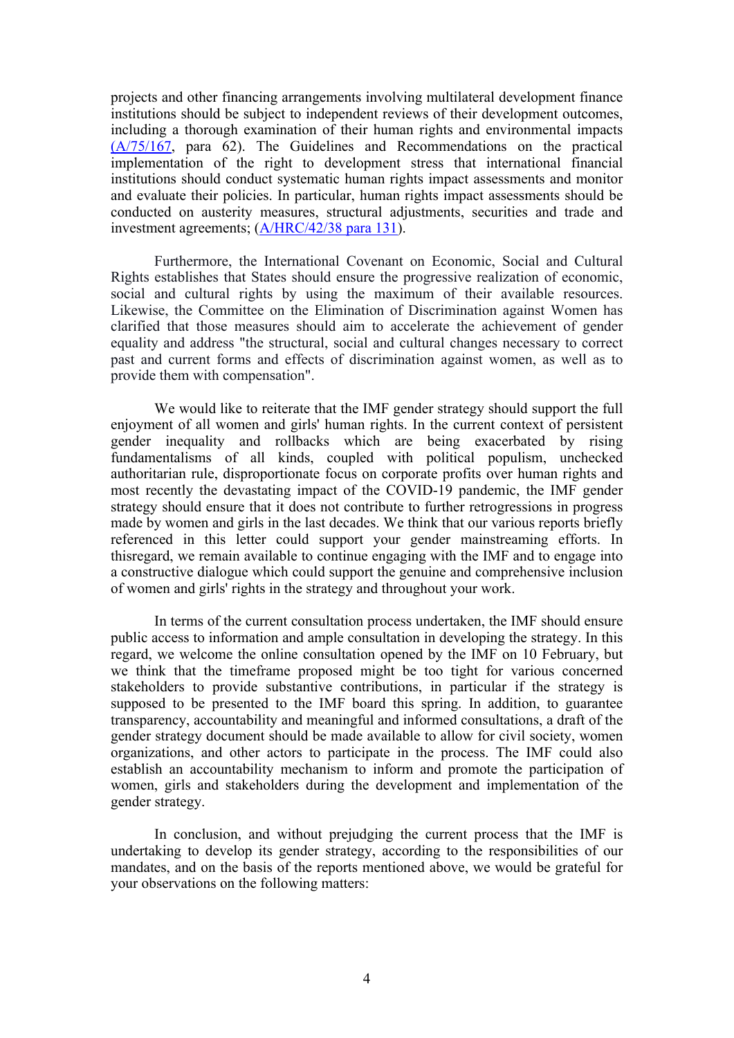projects and other financing arrangements involving multilateral development finance institutions should be subject to independent reviews of their development outcomes, including a thorough examination of their human rights and environmental impacts (A/75/167, para 62). The Guidelines and Recommendations on the practical implementation of the right to development stress that international financial institutions should conduct systematic human rights impact assessments and monitor and evaluate their policies. In particular, human rights impact assessments should be conducted on austerity measures, structural adjustments, securities and trade and investment agreements; (A/HRC/42/38 para 131).

Furthermore, the International Covenant on Economic, Social and Cultural Rights establishes that States should ensure the progressive realization of economic, social and cultural rights by using the maximum of their available resources. Likewise, the Committee on the Elimination of Discrimination against Women has clarified that those measures should aim to accelerate the achievement of gender equality and address "the structural, social and cultural changes necessary to correct past and current forms and effects of discrimination against women, as well as to provide them with compensation".

We would like to reiterate that the IMF gender strategy should support the full enjoyment of all women and girls' human rights. In the current context of persistent gender inequality and rollbacks which are being exacerbated by rising fundamentalisms of all kinds, coupled with political populism, unchecked authoritarian rule, disproportionate focus on corporate profits over human rights and most recently the devastating impact of the COVID-19 pandemic, the IMF gender strategy should ensure that it does not contribute to further retrogressions in progress made by women and girls in the last decades. We think that our various reports briefly referenced in this letter could support your gender mainstreaming efforts. In thisregard, we remain available to continue engaging with the IMF and to engage into a constructive dialogue which could support the genuine and comprehensive inclusion of women and girls' rights in the strategy and throughout your work.

In terms of the current consultation process undertaken, the IMF should ensure public access to information and ample consultation in developing the strategy. In this regard, we welcome the online consultation opened by the IMF on 10 February, but we think that the timeframe proposed might be too tight for various concerned stakeholders to provide substantive contributions, in particular if the strategy is supposed to be presented to the IMF board this spring. In addition, to guarantee transparency, accountability and meaningful and informed consultations, a draft of the gender strategy document should be made available to allow for civil society, women organizations, and other actors to participate in the process. The IMF could also establish an accountability mechanism to inform and promote the participation of women, girls and stakeholders during the development and implementation of the gender strategy.

In conclusion, and without prejudging the current process that the IMF is undertaking to develop its gender strategy, according to the responsibilities of our mandates, and on the basis of the reports mentioned above, we would be grateful for your observations on the following matters: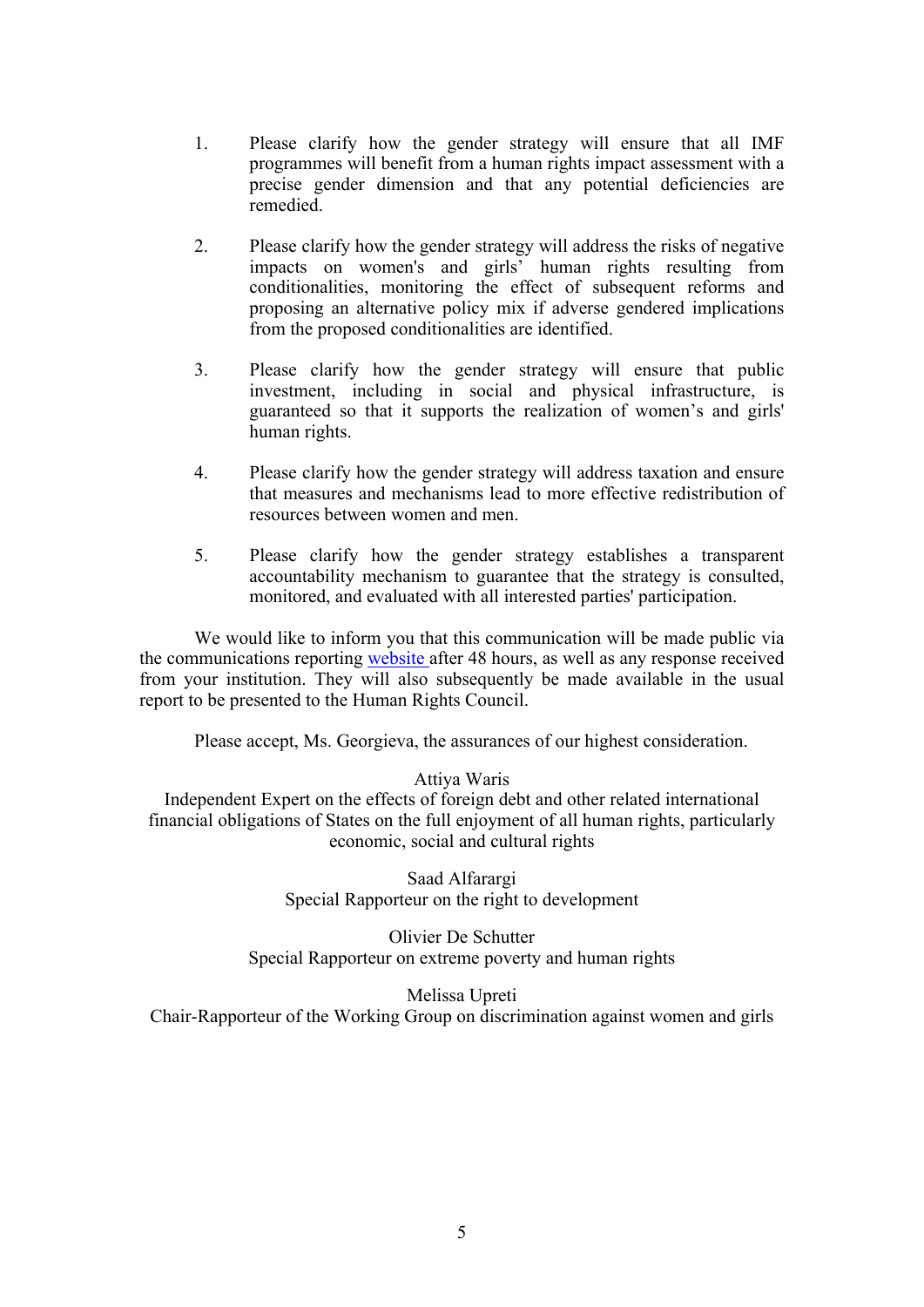1. Please clarify how the gender strategy will ensure that all IMF programmes will benefit from a human rights impact assessment with a precise gender dimension and that any potential deficiencies are remedied.

2. Please clarify how the gender strategy will address the risks of negative impacts on women's and girls' human rights resulting from conditionalities, monitoring the effect of subsequent reforms and proposing an alternative policy mix if adverse gendered implications from the proposed conditionalities are identified.

3. Please clarify how the gender strategy will ensure that public investment, including in social and physical infrastructure, is guaranteed so that it supports the realization of women's and girls' human rights.

4. Please clarify how the gender strategy will address taxation and ensure that measures and mechanisms lead to more effective redistribution of resources between women and men.

5. Please clarify how the gender strategy establishes a transparent accountability mechanism to guarantee that the strategy is consulted, monitored, and evaluated with all interested parties' participation.

We would like to inform you that this communication will be made public via the communications reporting website after 48 hours, as well as any response received from your institution. They will also subsequently be made available in the usual report to be presented to the Human Rights Council.

Please accept, Ms. Georgieva, the assurances of our highest consideration.

Attiya Waris
Independent Expert on the effects of foreign debt and other related international financial obligations of States on the full enjoyment of all human rights, particularly economic, social and cultural rights

Saad Alfarargi
Special Rapporteur on the right to development

Olivier De Schutter
Special Rapporteur on extreme poverty and human rights

Melissa Upreti
Chair-Rapporteur of the Working Group on discrimination against women and girls